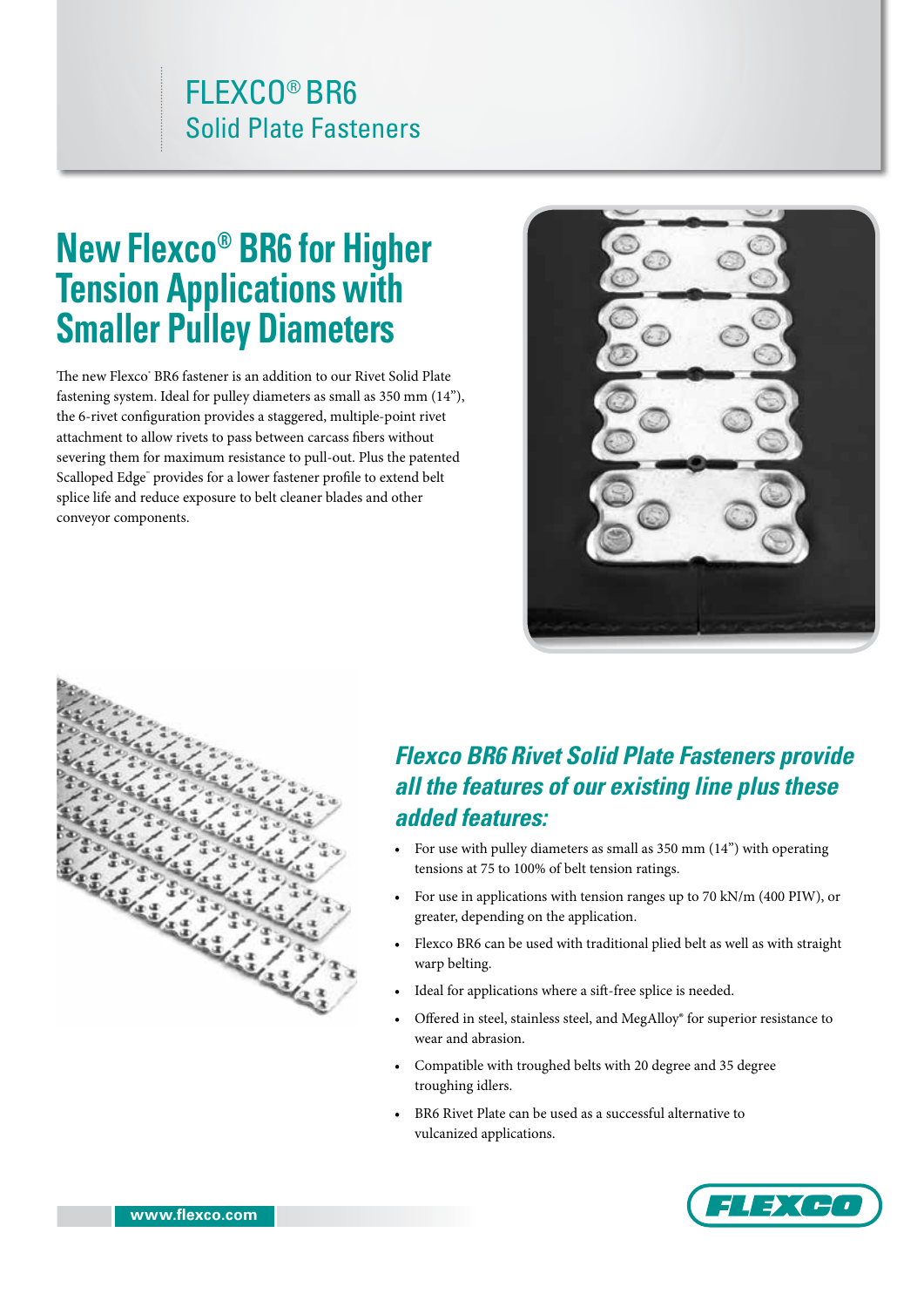# FLEXCO® BR6
## Solid Plate Fasteners

## New Flexco® BR6 for Higher Tension Applications with Smaller Pulley Diameters

The new Flexco® BR6 fastener is an addition to our Rivet Solid Plate fastening system. Ideal for pulley diameters as small as 350 mm (14"), the 6-rivet configuration provides a staggered, multiple-point rivet attachment to allow rivets to pass between carcass fibers without severing them for maximum resistance to pull-out. Plus the patented Scalloped Edge™ provides for a lower fastener profile to extend belt splice life and reduce exposure to belt cleaner blades and other conveyor components.

### *Flexco BR6 Rivet Solid Plate Fasteners provide all the features of our existing line plus these added features:*

- For use with pulley diameters as small as 350 mm (14") with operating tensions at 75 to 100% of belt tension ratings.
- For use in applications with tension ranges up to 70 kN/m (400 PIW), or greater, depending on the application.
- Flexco BR6 can be used with traditional plied belt as well as with straight warp belting.
- Ideal for applications where a sift-free splice is needed.
- Offered in steel, stainless steel, and MegAlloy® for superior resistance to wear and abrasion.
- Compatible with troughed belts with 20 degree and 35 degree troughing idlers.
- BR6 Rivet Plate can be used as a successful alternative to vulcanized applications.

www.flexco.com

FLEXCO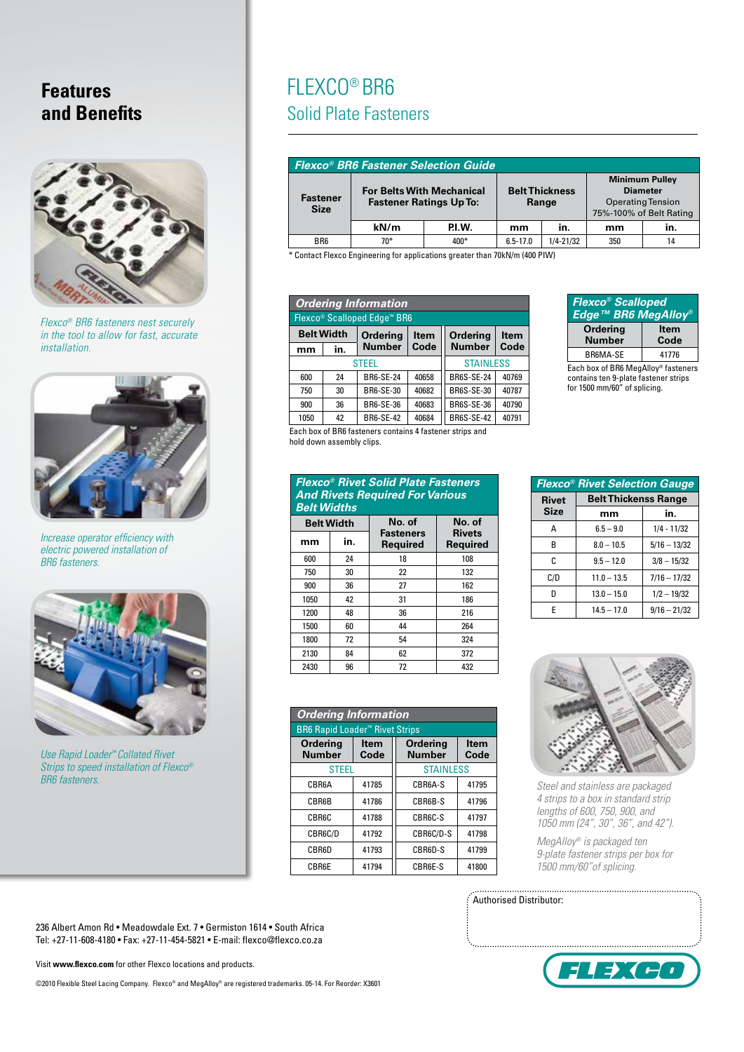# Features and Benefits

*Flexco® BR6 fasteners nest securely in the tool to allow for fast, accurate installation.*

*Increase operator efficiency with electric powered installation of BR6 fasteners.*

*Use Rapid Loader™ Collated Rivet Strips to speed installation of Flexco® BR6 fasteners.*

# FLEXCO® BR6

## Solid Plate Fasteners

**Flexco® BR6 Fastener Selection Guide**

| Fastener Size | For Belts With Mechanical Fastener Ratings Up To: | | Belt Thickness Range | | Minimum Pulley Diameter Operating Tension 75%-100% of Belt Rating | |
|---|---|---|---|---|---|---|
| | kN/m | P.I.W. | mm | in. | mm | in. |
| BR6 | 70* | 400* | 6.5-17.0 | 1/4-21/32 | 350 | 14 |

\* Contact Flexco Engineering for applications greater than 70kN/m (400 PIW)

**Ordering Information**

Flexco® Scalloped Edge™ BR6

| Belt Width mm | Belt Width in. | Ordering Number | Item Code | Ordering Number | Item Code |
|---|---|---|---|---|---|
| | | STEEL | | STAINLESS | |
| 600 | 24 | BR6-SE-24 | 40658 | BR6S-SE-24 | 40769 |
| 750 | 30 | BR6-SE-30 | 40682 | BR6S-SE-30 | 40787 |
| 900 | 36 | BR6-SE-36 | 40683 | BR6S-SE-36 | 40790 |
| 1050 | 42 | BR6-SE-42 | 40684 | BR6S-SE-42 | 40791 |

Each box of BR6 fasteners contains 4 fastener strips and hold down assembly clips.

**Flexco® Scalloped Edge™ BR6 MegAlloy®**

| Ordering Number | Item Code |
|---|---|
| BR6MA-SE | 41776 |

Each box of BR6 MegAlloy® fasteners contains ten 9-plate fastener strips for 1500 mm/60" of splicing.

**Flexco® Rivet Solid Plate Fasteners And Rivets Required For Various Belt Widths**

| Belt Width mm | Belt Width in. | No. of Fasteners Required | No. of Rivets Required |
|---|---|---|---|
| 600 | 24 | 18 | 108 |
| 750 | 30 | 22 | 132 |
| 900 | 36 | 27 | 162 |
| 1050 | 42 | 31 | 186 |
| 1200 | 48 | 36 | 216 |
| 1500 | 60 | 44 | 264 |
| 1800 | 72 | 54 | 324 |
| 2130 | 84 | 62 | 372 |
| 2430 | 96 | 72 | 432 |

**Flexco® Rivet Selection Gauge**

| Rivet Size | Belt Thickness Range mm | Belt Thickness Range in. |
|---|---|---|
| A | 6.5 – 9.0 | 1/4 - 11/32 |
| B | 8.0 – 10.5 | 5/16 – 13/32 |
| C | 9.5 – 12.0 | 3/8 – 15/32 |
| C/D | 11.0 – 13.5 | 7/16 – 17/32 |
| D | 13.0 – 15.0 | 1/2 – 19/32 |
| E | 14.5 – 17.0 | 9/16 – 21/32 |

**Ordering Information**

BR6 Rapid Loader™ Rivet Strips

| Ordering Number | Item Code | Ordering Number | Item Code |
|---|---|---|---|
| STEEL | | STAINLESS | |
| CBR6A | 41785 | CBR6A-S | 41795 |
| CBR6B | 41786 | CBR6B-S | 41796 |
| CBR6C | 41788 | CBR6C-S | 41797 |
| CBR6C/D | 41792 | CBR6C/D-S | 41798 |
| CBR6D | 41793 | CBR6D-S | 41799 |
| CBR6E | 41794 | CBR6E-S | 41800 |

*Steel and stainless are packaged 4 strips to a box in standard strip lengths of 600, 750, 900, and 1050 mm (24", 30", 36", and 42").*

*MegAlloy® is packaged ten 9-plate fastener strips per box for 1500 mm/60" of splicing.*

Authorised Distributor:

236 Albert Amon Rd • Meadowdale Ext. 7 • Germiston 1614 • South Africa
Tel: +27-11-608-4180 • Fax: +27-11-454-5821 • E-mail: flexco@flexco.co.za

Visit **www.flexco.com** for other Flexco locations and products.

©2010 Flexible Steel Lacing Company. Flexco® and MegAlloy® are registered trademarks. 05-14. For Reorder: X3601

FLEXCO